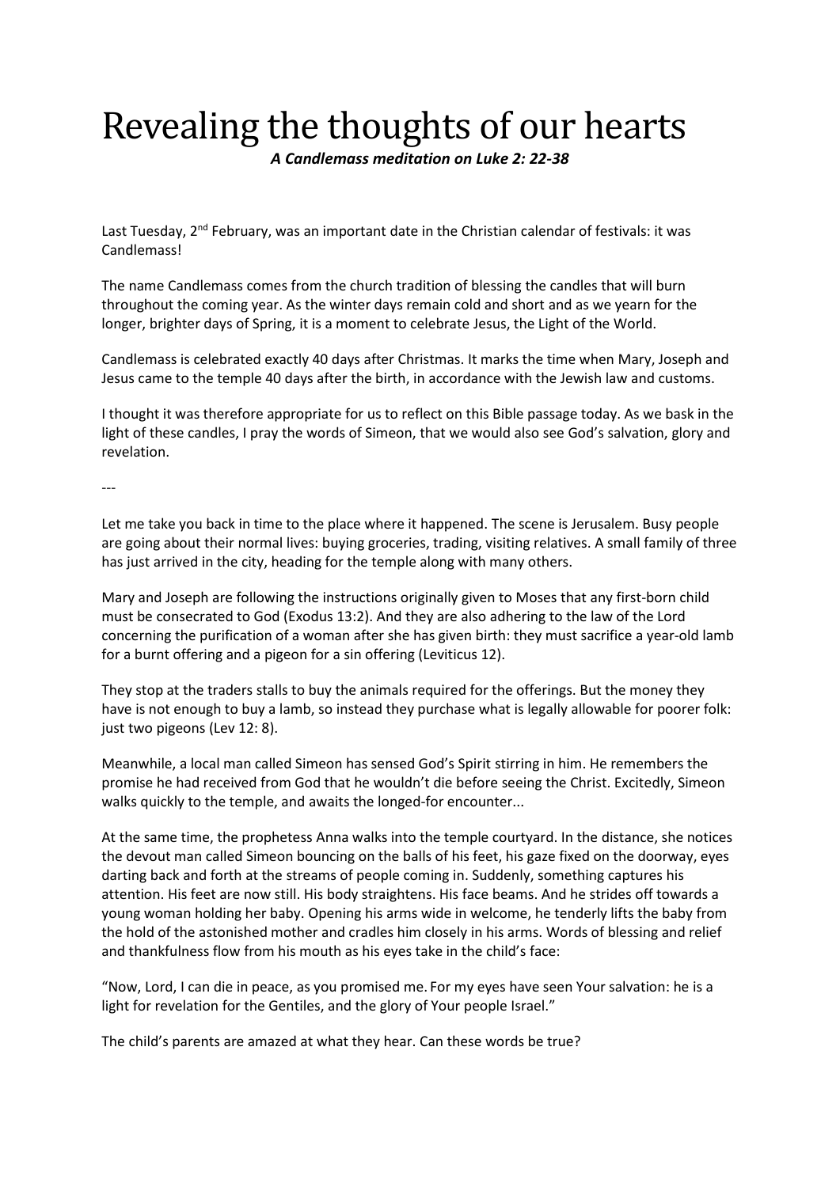# Revealing the thoughts of our hearts

***A Candlemass meditation on Luke 2: 22-38***

Last Tuesday, 2nd February, was an important date in the Christian calendar of festivals: it was Candlemass!

The name Candlemass comes from the church tradition of blessing the candles that will burn throughout the coming year. As the winter days remain cold and short and as we yearn for the longer, brighter days of Spring, it is a moment to celebrate Jesus, the Light of the World.

Candlemass is celebrated exactly 40 days after Christmas. It marks the time when Mary, Joseph and Jesus came to the temple 40 days after the birth, in accordance with the Jewish law and customs.

I thought it was therefore appropriate for us to reflect on this Bible passage today. As we bask in the light of these candles, I pray the words of Simeon, that we would also see God's salvation, glory and revelation.

---

Let me take you back in time to the place where it happened. The scene is Jerusalem. Busy people are going about their normal lives: buying groceries, trading, visiting relatives. A small family of three has just arrived in the city, heading for the temple along with many others.

Mary and Joseph are following the instructions originally given to Moses that any first-born child must be consecrated to God (Exodus 13:2). And they are also adhering to the law of the Lord concerning the purification of a woman after she has given birth: they must sacrifice a year-old lamb for a burnt offering and a pigeon for a sin offering (Leviticus 12).

They stop at the traders stalls to buy the animals required for the offerings. But the money they have is not enough to buy a lamb, so instead they purchase what is legally allowable for poorer folk: just two pigeons (Lev 12: 8).

Meanwhile, a local man called Simeon has sensed God's Spirit stirring in him. He remembers the promise he had received from God that he wouldn't die before seeing the Christ. Excitedly, Simeon walks quickly to the temple, and awaits the longed-for encounter...

At the same time, the prophetess Anna walks into the temple courtyard. In the distance, she notices the devout man called Simeon bouncing on the balls of his feet, his gaze fixed on the doorway, eyes darting back and forth at the streams of people coming in. Suddenly, something captures his attention. His feet are now still. His body straightens. His face beams. And he strides off towards a young woman holding her baby. Opening his arms wide in welcome, he tenderly lifts the baby from the hold of the astonished mother and cradles him closely in his arms. Words of blessing and relief and thankfulness flow from his mouth as his eyes take in the child's face:

"Now, Lord, I can die in peace, as you promised me. For my eyes have seen Your salvation: he is a light for revelation for the Gentiles, and the glory of Your people Israel."

The child's parents are amazed at what they hear. Can these words be true?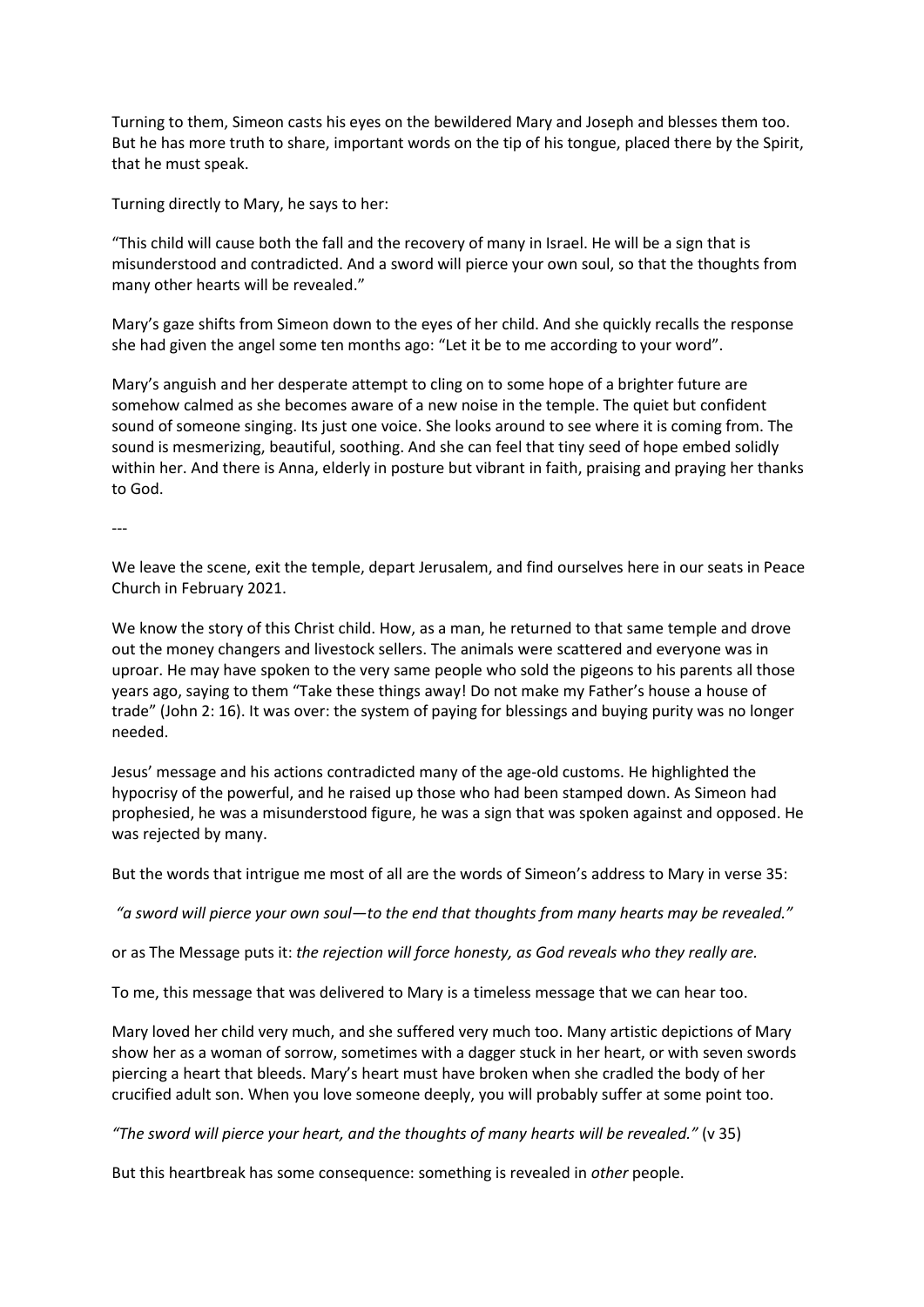Turning to them, Simeon casts his eyes on the bewildered Mary and Joseph and blesses them too. But he has more truth to share, important words on the tip of his tongue, placed there by the Spirit, that he must speak.

Turning directly to Mary, he says to her:

"This child will cause both the fall and the recovery of many in Israel. He will be a sign that is misunderstood and contradicted. And a sword will pierce your own soul, so that the thoughts from many other hearts will be revealed."

Mary's gaze shifts from Simeon down to the eyes of her child. And she quickly recalls the response she had given the angel some ten months ago: "Let it be to me according to your word".

Mary's anguish and her desperate attempt to cling on to some hope of a brighter future are somehow calmed as she becomes aware of a new noise in the temple. The quiet but confident sound of someone singing. Its just one voice. She looks around to see where it is coming from. The sound is mesmerizing, beautiful, soothing. And she can feel that tiny seed of hope embed solidly within her. And there is Anna, elderly in posture but vibrant in faith, praising and praying her thanks to God.

---

We leave the scene, exit the temple, depart Jerusalem, and find ourselves here in our seats in Peace Church in February 2021.

We know the story of this Christ child. How, as a man, he returned to that same temple and drove out the money changers and livestock sellers. The animals were scattered and everyone was in uproar. He may have spoken to the very same people who sold the pigeons to his parents all those years ago, saying to them "Take these things away! Do not make my Father's house a house of trade" (John 2: 16). It was over: the system of paying for blessings and buying purity was no longer needed.

Jesus' message and his actions contradicted many of the age-old customs. He highlighted the hypocrisy of the powerful, and he raised up those who had been stamped down. As Simeon had prophesied, he was a misunderstood figure, he was a sign that was spoken against and opposed. He was rejected by many.

But the words that intrigue me most of all are the words of Simeon's address to Mary in verse 35:

*"a sword will pierce your own soul—to the end that thoughts from many hearts may be revealed."*

or as The Message puts it: *the rejection will force honesty, as God reveals who they really are.*

To me, this message that was delivered to Mary is a timeless message that we can hear too.

Mary loved her child very much, and she suffered very much too. Many artistic depictions of Mary show her as a woman of sorrow, sometimes with a dagger stuck in her heart, or with seven swords piercing a heart that bleeds. Mary's heart must have broken when she cradled the body of her crucified adult son. When you love someone deeply, you will probably suffer at some point too.

*"The sword will pierce your heart, and the thoughts of many hearts will be revealed."* (v 35)

But this heartbreak has some consequence: something is revealed in *other* people.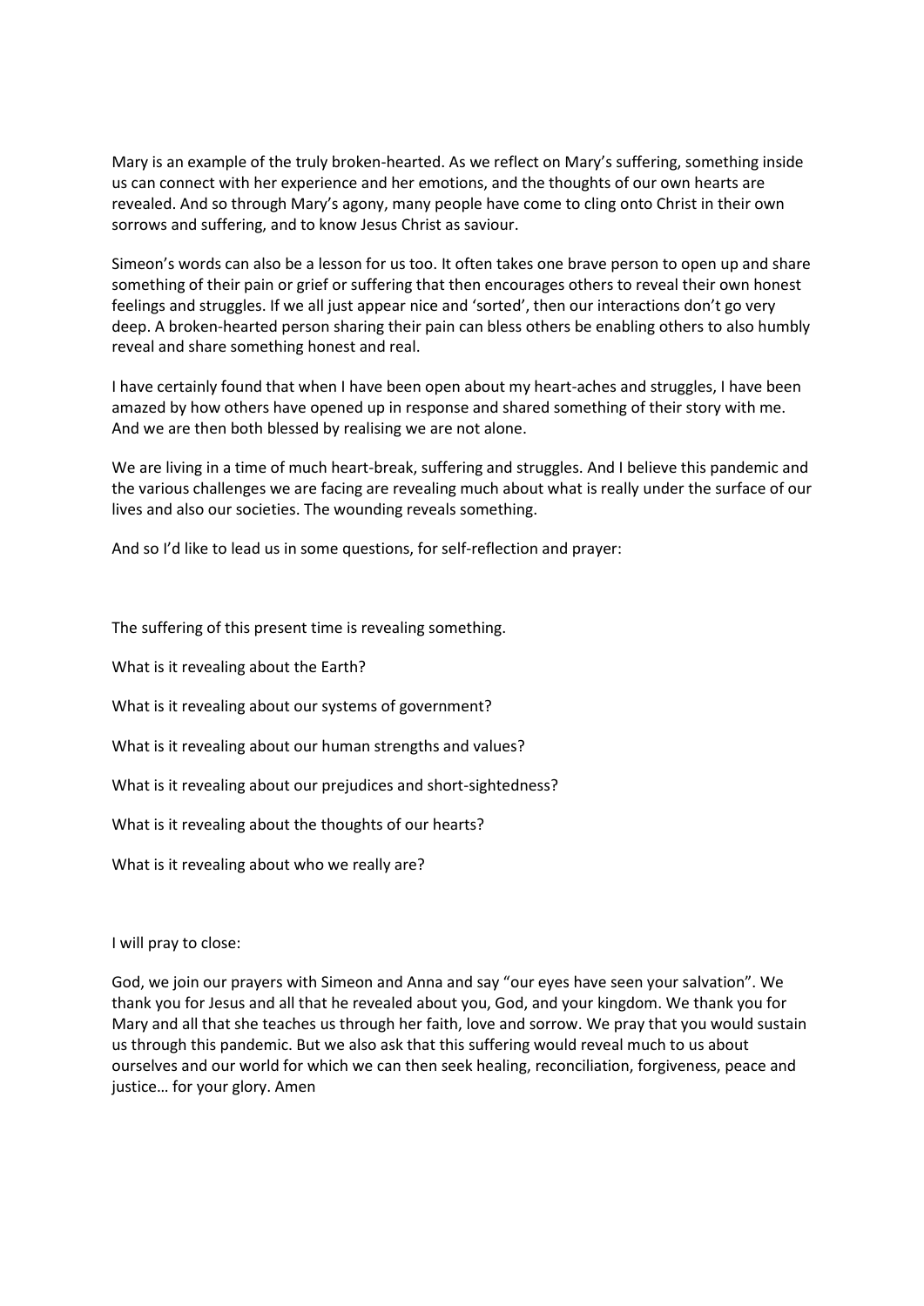Mary is an example of the truly broken-hearted. As we reflect on Mary's suffering, something inside us can connect with her experience and her emotions, and the thoughts of our own hearts are revealed. And so through Mary's agony, many people have come to cling onto Christ in their own sorrows and suffering, and to know Jesus Christ as saviour.

Simeon's words can also be a lesson for us too. It often takes one brave person to open up and share something of their pain or grief or suffering that then encourages others to reveal their own honest feelings and struggles. If we all just appear nice and 'sorted', then our interactions don't go very deep. A broken-hearted person sharing their pain can bless others be enabling others to also humbly reveal and share something honest and real.

I have certainly found that when I have been open about my heart-aches and struggles, I have been amazed by how others have opened up in response and shared something of their story with me. And we are then both blessed by realising we are not alone.

We are living in a time of much heart-break, suffering and struggles. And I believe this pandemic and the various challenges we are facing are revealing much about what is really under the surface of our lives and also our societies. The wounding reveals something.

And so I'd like to lead us in some questions, for self-reflection and prayer:

The suffering of this present time is revealing something.

What is it revealing about the Earth?

What is it revealing about our systems of government?

What is it revealing about our human strengths and values?

What is it revealing about our prejudices and short-sightedness?

What is it revealing about the thoughts of our hearts?

What is it revealing about who we really are?

I will pray to close:

God, we join our prayers with Simeon and Anna and say "our eyes have seen your salvation". We thank you for Jesus and all that he revealed about you, God, and your kingdom. We thank you for Mary and all that she teaches us through her faith, love and sorrow. We pray that you would sustain us through this pandemic. But we also ask that this suffering would reveal much to us about ourselves and our world for which we can then seek healing, reconciliation, forgiveness, peace and justice… for your glory. Amen